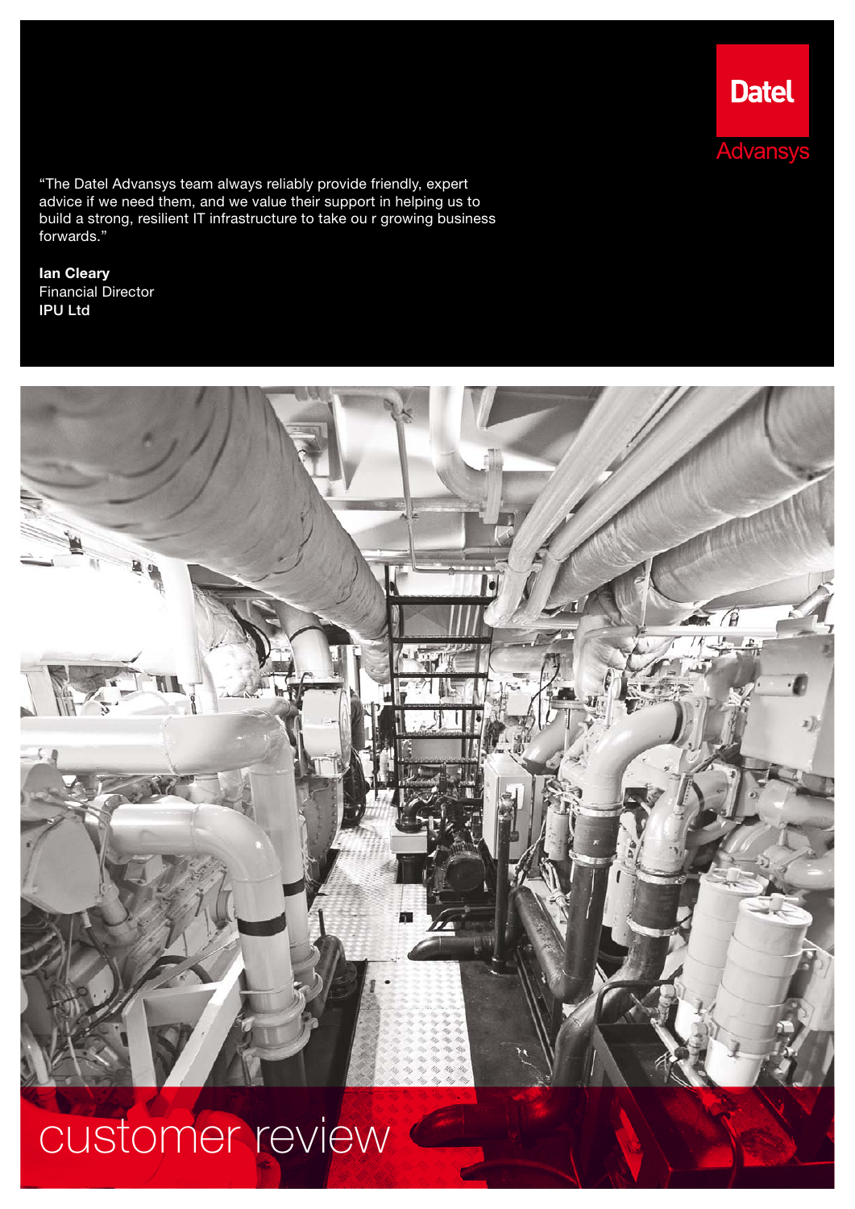Datel Advansys

"The Datel Advansys team always reliably provide friendly, expert advice if we need them, and we value their support in helping us to build a strong, resilient IT infrastructure to take ou r growing business forwards."

**Ian Cleary**
Financial Director
**IPU Ltd**

# customer review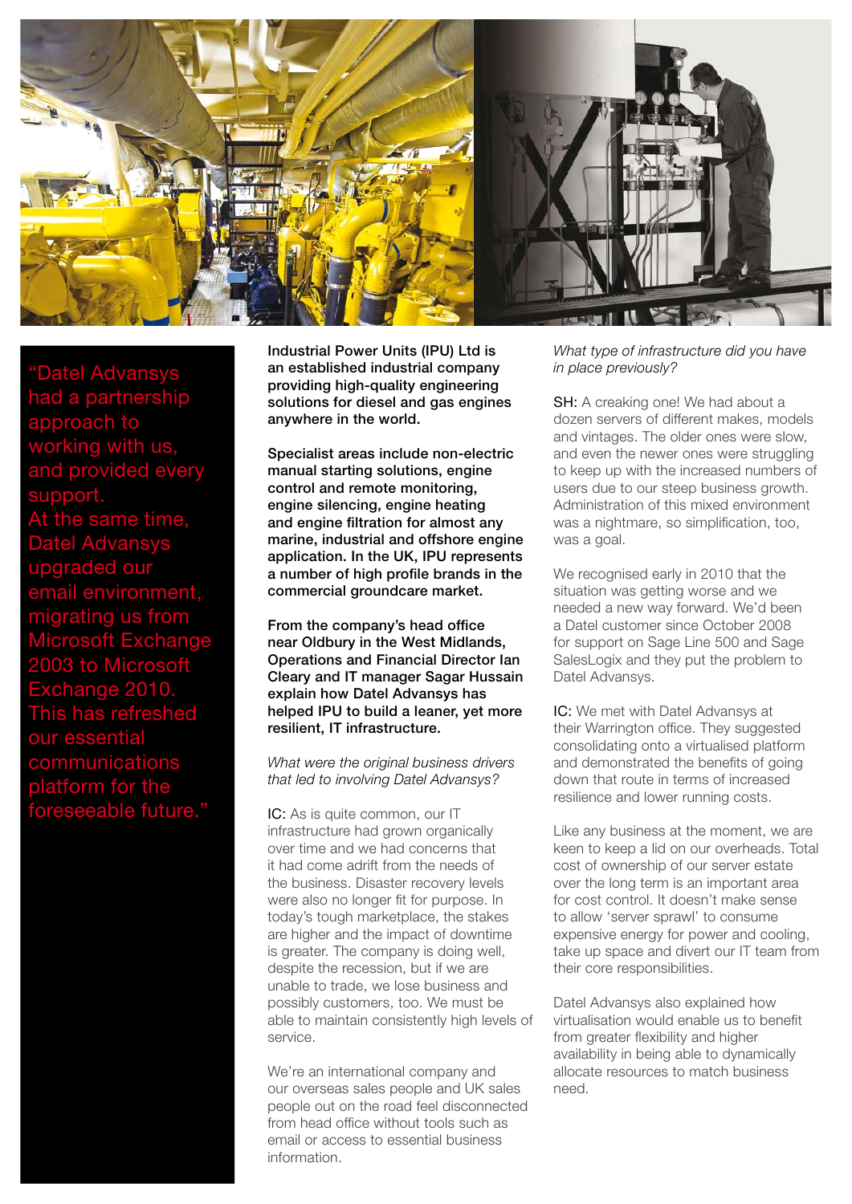> "Datel Advansys had a partnership approach to working with us, and provided every support. At the same time, Datel Advansys upgraded our email environment, migrating us from Microsoft Exchange 2003 to Microsoft Exchange 2010. This has refreshed our essential communications platform for the foreseeable future."

**Industrial Power Units (IPU) Ltd is an established industrial company providing high-quality engineering solutions for diesel and gas engines anywhere in the world.**

**Specialist areas include non-electric manual starting solutions, engine control and remote monitoring, engine silencing, engine heating and engine filtration for almost any marine, industrial and offshore engine application. In the UK, IPU represents a number of high profile brands in the commercial groundcare market.**

**From the company's head office near Oldbury in the West Midlands, Operations and Financial Director Ian Cleary and IT manager Sagar Hussain explain how Datel Advansys has helped IPU to build a leaner, yet more resilient, IT infrastructure.**

*What were the original business drivers that led to involving Datel Advansys?*

IC: As is quite common, our IT infrastructure had grown organically over time and we had concerns that it had come adrift from the needs of the business. Disaster recovery levels were also no longer fit for purpose. In today's tough marketplace, the stakes are higher and the impact of downtime is greater. The company is doing well, despite the recession, but if we are unable to trade, we lose business and possibly customers, too. We must be able to maintain consistently high levels of service.

We're an international company and our overseas sales people and UK sales people out on the road feel disconnected from head office without tools such as email or access to essential business information.

*What type of infrastructure did you have in place previously?*

SH: A creaking one! We had about a dozen servers of different makes, models and vintages. The older ones were slow, and even the newer ones were struggling to keep up with the increased numbers of users due to our steep business growth. Administration of this mixed environment was a nightmare, so simplification, too, was a goal.

We recognised early in 2010 that the situation was getting worse and we needed a new way forward. We'd been a Datel customer since October 2008 for support on Sage Line 500 and Sage SalesLogix and they put the problem to Datel Advansys.

IC: We met with Datel Advansys at their Warrington office. They suggested consolidating onto a virtualised platform and demonstrated the benefits of going down that route in terms of increased resilience and lower running costs.

Like any business at the moment, we are keen to keep a lid on our overheads. Total cost of ownership of our server estate over the long term is an important area for cost control. It doesn't make sense to allow 'server sprawl' to consume expensive energy for power and cooling, take up space and divert our IT team from their core responsibilities.

Datel Advansys also explained how virtualisation would enable us to benefit from greater flexibility and higher availability in being able to dynamically allocate resources to match business need.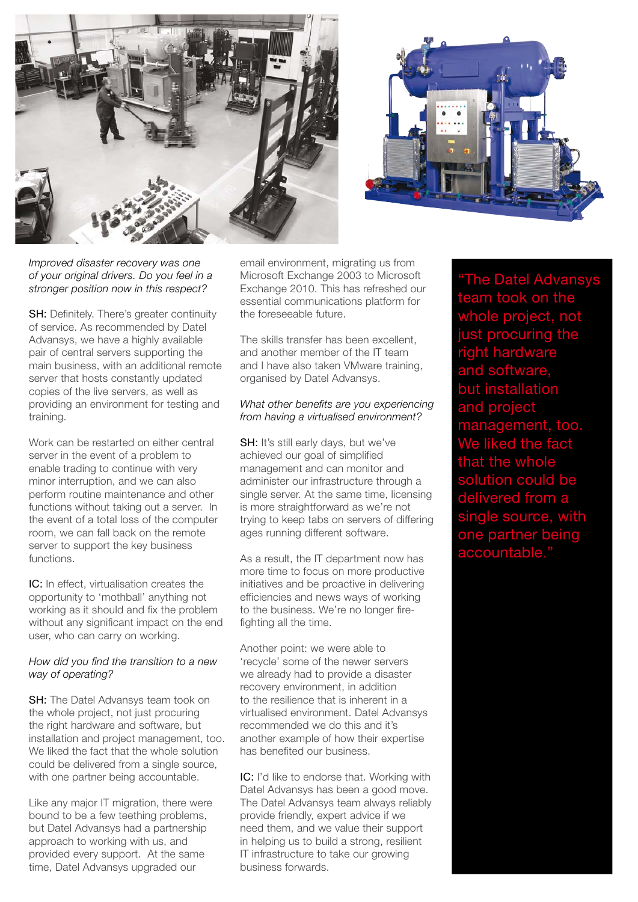*Improved disaster recovery was one of your original drivers. Do you feel in a stronger position now in this respect?*

SH: Definitely. There's greater continuity of service. As recommended by Datel Advansys, we have a highly available pair of central servers supporting the main business, with an additional remote server that hosts constantly updated copies of the live servers, as well as providing an environment for testing and training.

Work can be restarted on either central server in the event of a problem to enable trading to continue with very minor interruption, and we can also perform routine maintenance and other functions without taking out a server. In the event of a total loss of the computer room, we can fall back on the remote server to support the key business functions.

IC: In effect, virtualisation creates the opportunity to 'mothball' anything not working as it should and fix the problem without any significant impact on the end user, who can carry on working.

*How did you find the transition to a new way of operating?*

SH: The Datel Advansys team took on the whole project, not just procuring the right hardware and software, but installation and project management, too. We liked the fact that the whole solution could be delivered from a single source, with one partner being accountable.

Like any major IT migration, there were bound to be a few teething problems, but Datel Advansys had a partnership approach to working with us, and provided every support. At the same time, Datel Advansys upgraded our email environment, migrating us from Microsoft Exchange 2003 to Microsoft Exchange 2010. This has refreshed our essential communications platform for the foreseeable future.

The skills transfer has been excellent, and another member of the IT team and I have also taken VMware training, organised by Datel Advansys.

*What other benefits are you experiencing from having a virtualised environment?*

SH: It's still early days, but we've achieved our goal of simplified management and can monitor and administer our infrastructure through a single server. At the same time, licensing is more straightforward as we're not trying to keep tabs on servers of differing ages running different software.

As a result, the IT department now has more time to focus on more productive initiatives and be proactive in delivering efficiencies and news ways of working to the business. We're no longer fire-fighting all the time.

Another point: we were able to 'recycle' some of the newer servers we already had to provide a disaster recovery environment, in addition to the resilience that is inherent in a virtualised environment. Datel Advansys recommended we do this and it's another example of how their expertise has benefited our business.

IC: I'd like to endorse that. Working with Datel Advansys has been a good move. The Datel Advansys team always reliably provide friendly, expert advice if we need them, and we value their support in helping us to build a strong, resilient IT infrastructure to take our growing business forwards.

"The Datel Advansys team took on the whole project, not just procuring the right hardware and software, but installation and project management, too. We liked the fact that the whole solution could be delivered from a single source, with one partner being accountable."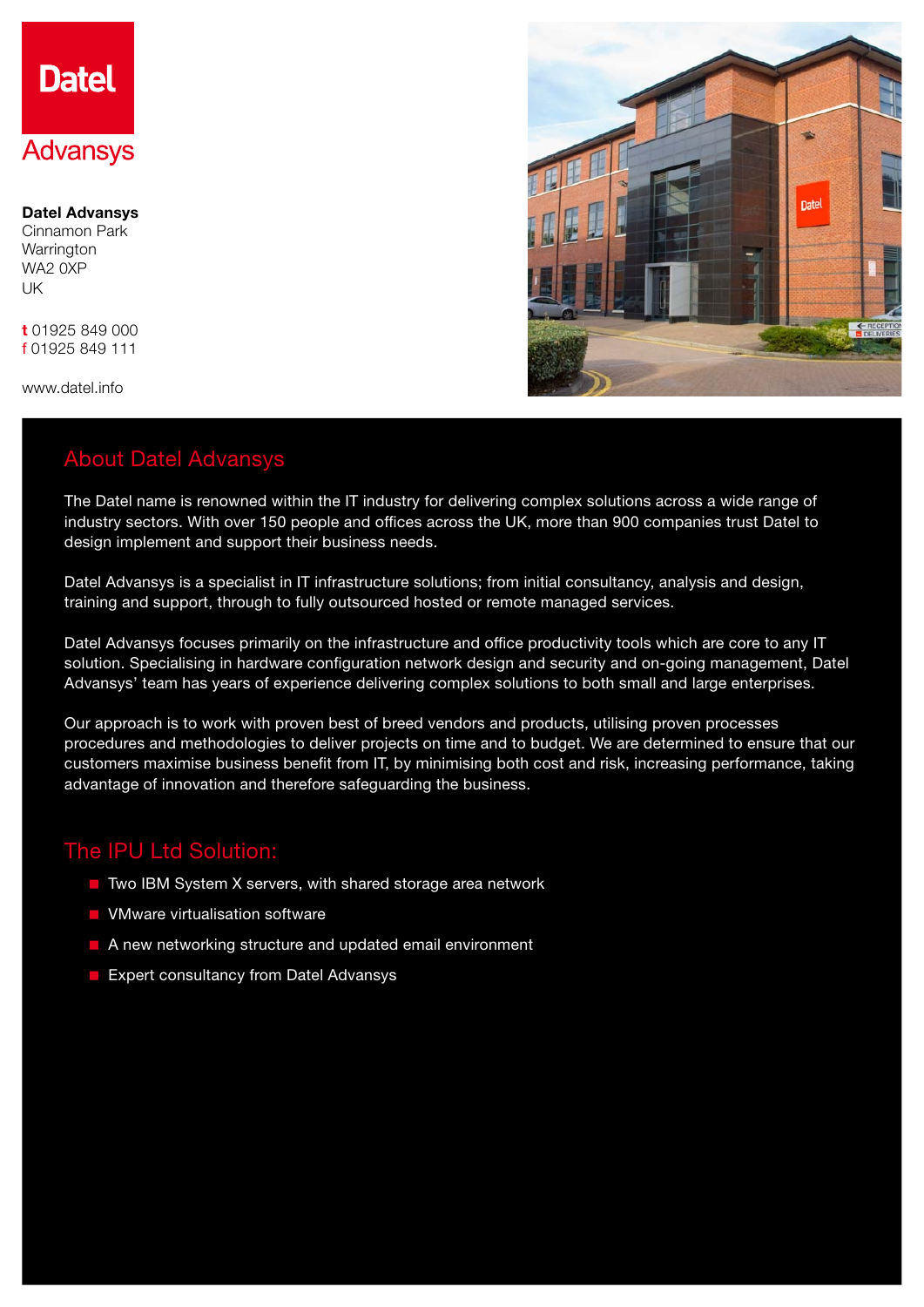Datel

Advansys

**Datel Advansys**
Cinnamon Park
Warrington
WA2 0XP
UK

t 01925 849 000
f 01925 849 111

www.datel.info

## About Datel Advansys

The Datel name is renowned within the IT industry for delivering complex solutions across a wide range of industry sectors. With over 150 people and offices across the UK, more than 900 companies trust Datel to design implement and support their business needs.

Datel Advansys is a specialist in IT infrastructure solutions; from initial consultancy, analysis and design, training and support, through to fully outsourced hosted or remote managed services.

Datel Advansys focuses primarily on the infrastructure and office productivity tools which are core to any IT solution. Specialising in hardware configuration network design and security and on-going management, Datel Advansys' team has years of experience delivering complex solutions to both small and large enterprises.

Our approach is to work with proven best of breed vendors and products, utilising proven processes procedures and methodologies to deliver projects on time and to budget. We are determined to ensure that our customers maximise business benefit from IT, by minimising both cost and risk, increasing performance, taking advantage of innovation and therefore safeguarding the business.

## The IPU Ltd Solution:

- Two IBM System X servers, with shared storage area network
- VMware virtualisation software
- A new networking structure and updated email environment
- Expert consultancy from Datel Advansys